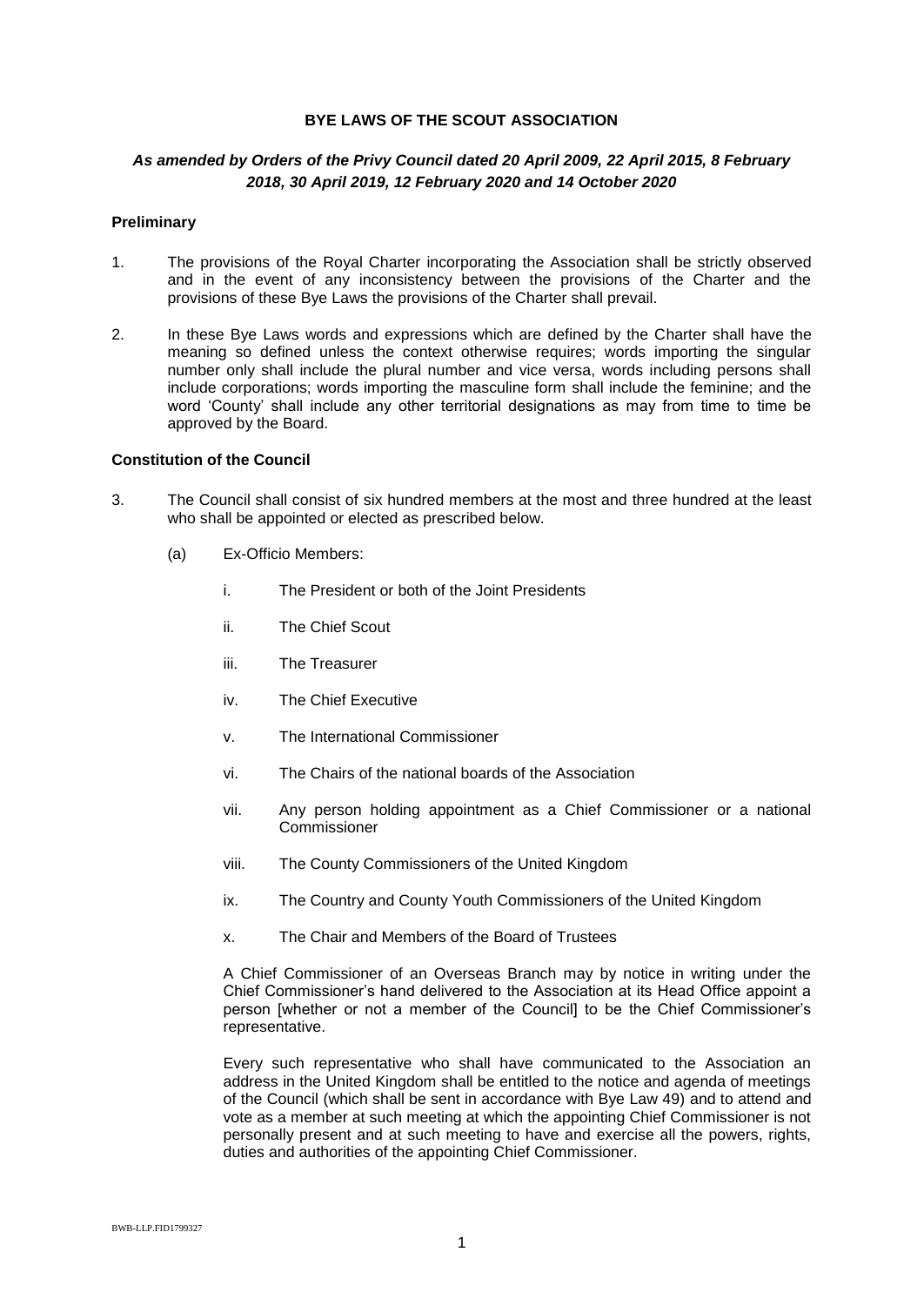**BYE LAWS OF THE SCOUT ASSOCIATION**

***As amended by Orders of the Privy Council dated 20 April 2009, 22 April 2015, 8 February 2018, 30 April 2019, 12 February 2020 and 14 October 2020***

**Preliminary**

1. The provisions of the Royal Charter incorporating the Association shall be strictly observed and in the event of any inconsistency between the provisions of the Charter and the provisions of these Bye Laws the provisions of the Charter shall prevail.

2. In these Bye Laws words and expressions which are defined by the Charter shall have the meaning so defined unless the context otherwise requires; words importing the singular number only shall include the plural number and vice versa, words including persons shall include corporations; words importing the masculine form shall include the feminine; and the word 'County' shall include any other territorial designations as may from time to time be approved by the Board.

**Constitution of the Council**

3. The Council shall consist of six hundred members at the most and three hundred at the least who shall be appointed or elected as prescribed below.

   (a) Ex-Officio Members:

      i. The President or both of the Joint Presidents

      ii. The Chief Scout

      iii. The Treasurer

      iv. The Chief Executive

      v. The International Commissioner

      vi. The Chairs of the national boards of the Association

      vii. Any person holding appointment as a Chief Commissioner or a national Commissioner

      viii. The County Commissioners of the United Kingdom

      ix. The Country and County Youth Commissioners of the United Kingdom

      x. The Chair and Members of the Board of Trustees

   A Chief Commissioner of an Overseas Branch may by notice in writing under the Chief Commissioner's hand delivered to the Association at its Head Office appoint a person [whether or not a member of the Council] to be the Chief Commissioner's representative.

   Every such representative who shall have communicated to the Association an address in the United Kingdom shall be entitled to the notice and agenda of meetings of the Council (which shall be sent in accordance with Bye Law 49) and to attend and vote as a member at such meeting at which the appointing Chief Commissioner is not personally present and at such meeting to have and exercise all the powers, rights, duties and authorities of the appointing Chief Commissioner.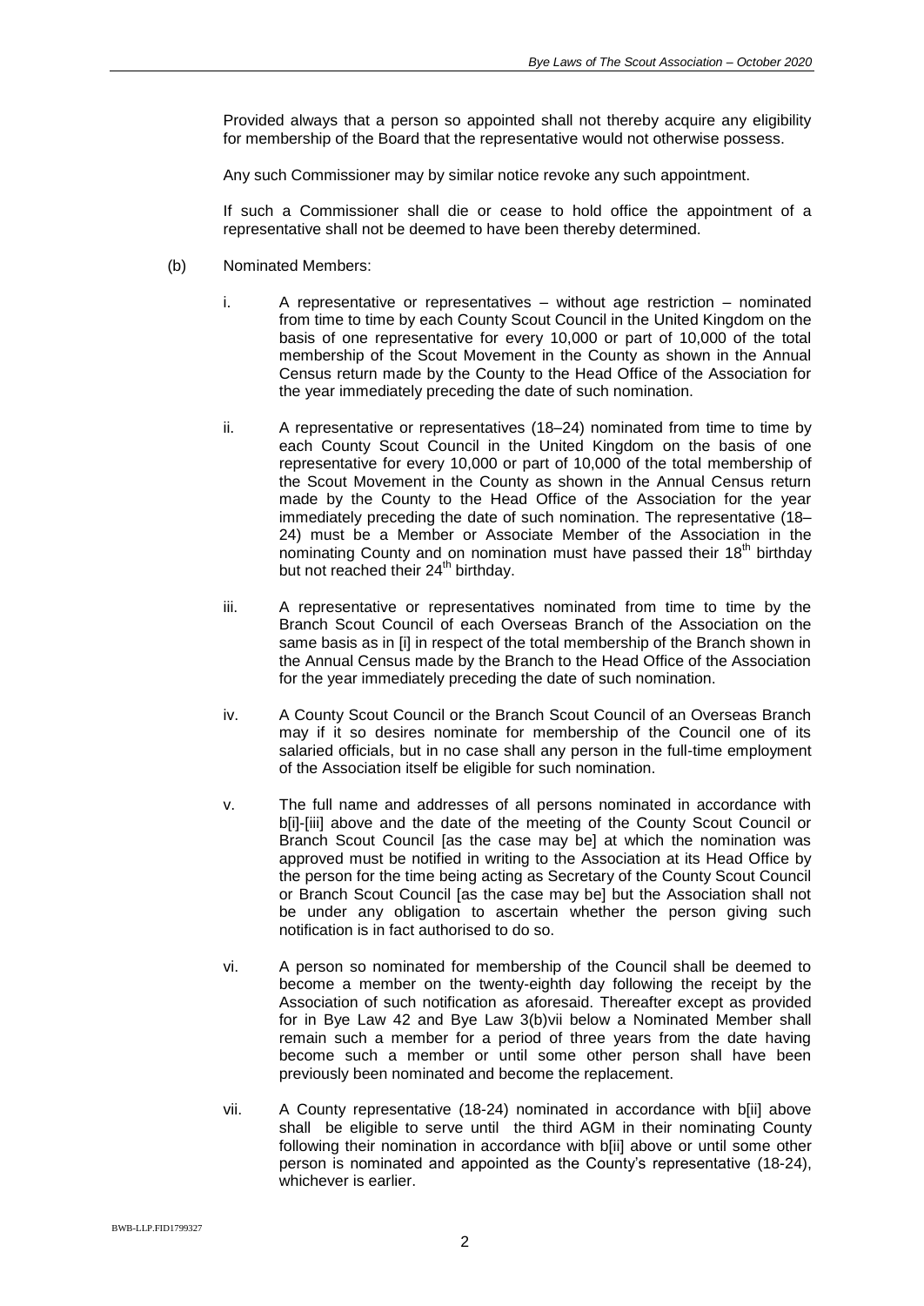Provided always that a person so appointed shall not thereby acquire any eligibility for membership of the Board that the representative would not otherwise possess.

Any such Commissioner may by similar notice revoke any such appointment.

If such a Commissioner shall die or cease to hold office the appointment of a representative shall not be deemed to have been thereby determined.

(b) Nominated Members:

i. A representative or representatives – without age restriction – nominated from time to time by each County Scout Council in the United Kingdom on the basis of one representative for every 10,000 or part of 10,000 of the total membership of the Scout Movement in the County as shown in the Annual Census return made by the County to the Head Office of the Association for the year immediately preceding the date of such nomination.

ii. A representative or representatives (18–24) nominated from time to time by each County Scout Council in the United Kingdom on the basis of one representative for every 10,000 or part of 10,000 of the total membership of the Scout Movement in the County as shown in the Annual Census return made by the County to the Head Office of the Association for the year immediately preceding the date of such nomination. The representative (18–24) must be a Member or Associate Member of the Association in the nominating County and on nomination must have passed their 18th birthday but not reached their 24th birthday.

iii. A representative or representatives nominated from time to time by the Branch Scout Council of each Overseas Branch of the Association on the same basis as in [i] in respect of the total membership of the Branch shown in the Annual Census made by the Branch to the Head Office of the Association for the year immediately preceding the date of such nomination.

iv. A County Scout Council or the Branch Scout Council of an Overseas Branch may if it so desires nominate for membership of the Council one of its salaried officials, but in no case shall any person in the full-time employment of the Association itself be eligible for such nomination.

v. The full name and addresses of all persons nominated in accordance with b[i]-[iii] above and the date of the meeting of the County Scout Council or Branch Scout Council [as the case may be] at which the nomination was approved must be notified in writing to the Association at its Head Office by the person for the time being acting as Secretary of the County Scout Council or Branch Scout Council [as the case may be] but the Association shall not be under any obligation to ascertain whether the person giving such notification is in fact authorised to do so.

vi. A person so nominated for membership of the Council shall be deemed to become a member on the twenty-eighth day following the receipt by the Association of such notification as aforesaid. Thereafter except as provided for in Bye Law 42 and Bye Law 3(b)vii below a Nominated Member shall remain such a member for a period of three years from the date having become such a member or until some other person shall have been previously been nominated and become the replacement.

vii. A County representative (18-24) nominated in accordance with b[ii] above shall be eligible to serve until the third AGM in their nominating County following their nomination in accordance with b[ii] above or until some other person is nominated and appointed as the County's representative (18-24), whichever is earlier.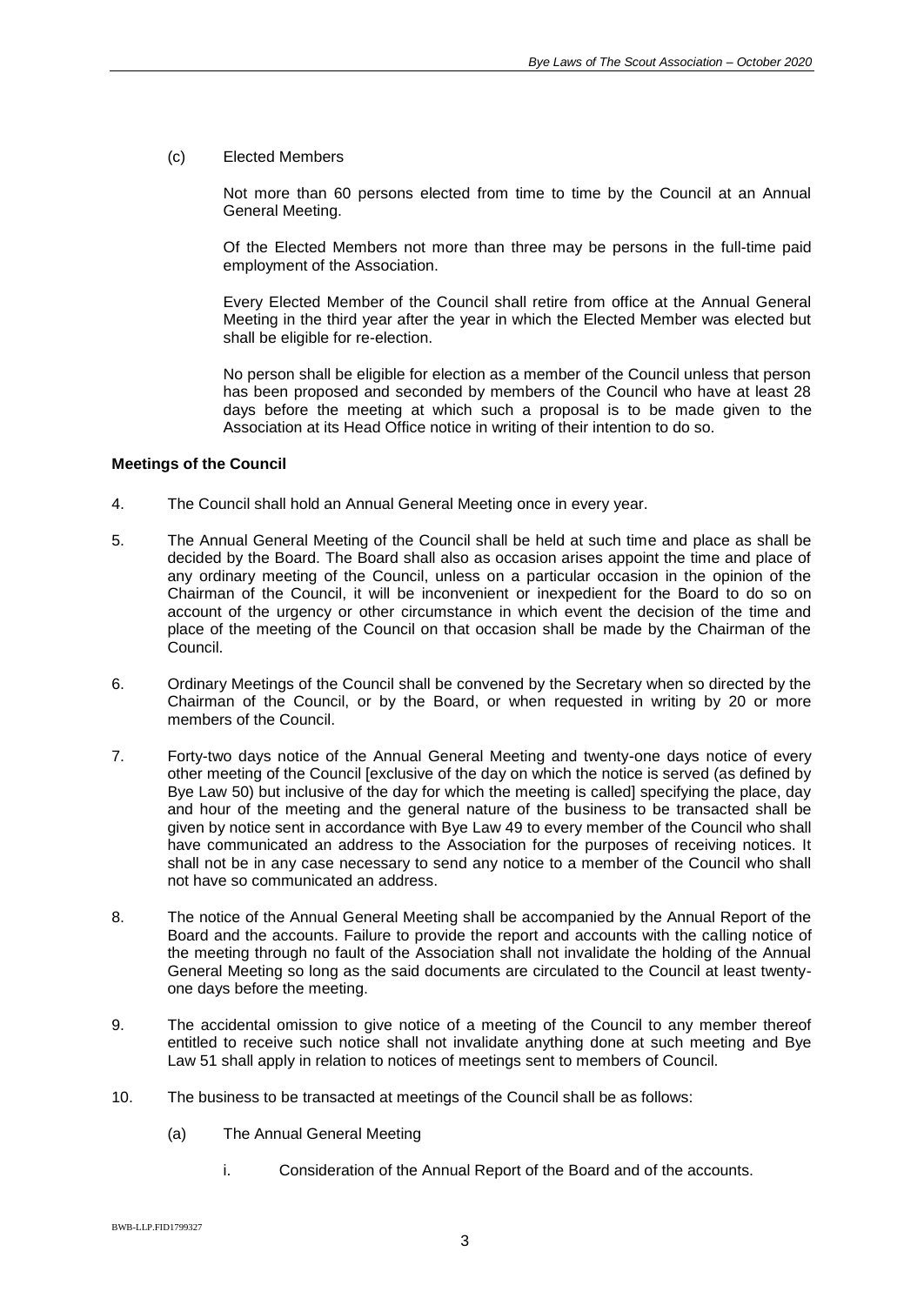(c) Elected Members

Not more than 60 persons elected from time to time by the Council at an Annual General Meeting.

Of the Elected Members not more than three may be persons in the full-time paid employment of the Association.

Every Elected Member of the Council shall retire from office at the Annual General Meeting in the third year after the year in which the Elected Member was elected but shall be eligible for re-election.

No person shall be eligible for election as a member of the Council unless that person has been proposed and seconded by members of the Council who have at least 28 days before the meeting at which such a proposal is to be made given to the Association at its Head Office notice in writing of their intention to do so.

**Meetings of the Council**

4. The Council shall hold an Annual General Meeting once in every year.

5. The Annual General Meeting of the Council shall be held at such time and place as shall be decided by the Board. The Board shall also as occasion arises appoint the time and place of any ordinary meeting of the Council, unless on a particular occasion in the opinion of the Chairman of the Council, it will be inconvenient or inexpedient for the Board to do so on account of the urgency or other circumstance in which event the decision of the time and place of the meeting of the Council on that occasion shall be made by the Chairman of the Council.

6. Ordinary Meetings of the Council shall be convened by the Secretary when so directed by the Chairman of the Council, or by the Board, or when requested in writing by 20 or more members of the Council.

7. Forty-two days notice of the Annual General Meeting and twenty-one days notice of every other meeting of the Council [exclusive of the day on which the notice is served (as defined by Bye Law 50) but inclusive of the day for which the meeting is called] specifying the place, day and hour of the meeting and the general nature of the business to be transacted shall be given by notice sent in accordance with Bye Law 49 to every member of the Council who shall have communicated an address to the Association for the purposes of receiving notices. It shall not be in any case necessary to send any notice to a member of the Council who shall not have so communicated an address.

8. The notice of the Annual General Meeting shall be accompanied by the Annual Report of the Board and the accounts. Failure to provide the report and accounts with the calling notice of the meeting through no fault of the Association shall not invalidate the holding of the Annual General Meeting so long as the said documents are circulated to the Council at least twenty-one days before the meeting.

9. The accidental omission to give notice of a meeting of the Council to any member thereof entitled to receive such notice shall not invalidate anything done at such meeting and Bye Law 51 shall apply in relation to notices of meetings sent to members of Council.

10. The business to be transacted at meetings of the Council shall be as follows:

    (a) The Annual General Meeting

        i. Consideration of the Annual Report of the Board and of the accounts.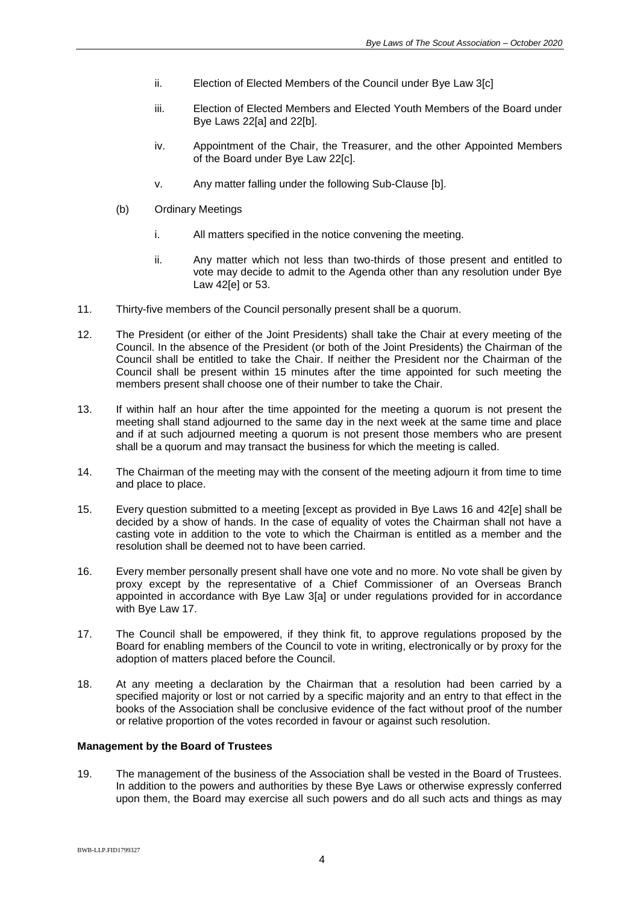ii. Election of Elected Members of the Council under Bye Law 3[c]

iii. Election of Elected Members and Elected Youth Members of the Board under Bye Laws 22[a] and 22[b].

iv. Appointment of the Chair, the Treasurer, and the other Appointed Members of the Board under Bye Law 22[c].

v. Any matter falling under the following Sub-Clause [b].

(b) Ordinary Meetings

i. All matters specified in the notice convening the meeting.

ii. Any matter which not less than two-thirds of those present and entitled to vote may decide to admit to the Agenda other than any resolution under Bye Law 42[e] or 53.

11. Thirty-five members of the Council personally present shall be a quorum.

12. The President (or either of the Joint Presidents) shall take the Chair at every meeting of the Council. In the absence of the President (or both of the Joint Presidents) the Chairman of the Council shall be entitled to take the Chair. If neither the President nor the Chairman of the Council shall be present within 15 minutes after the time appointed for such meeting the members present shall choose one of their number to take the Chair.

13. If within half an hour after the time appointed for the meeting a quorum is not present the meeting shall stand adjourned to the same day in the next week at the same time and place and if at such adjourned meeting a quorum is not present those members who are present shall be a quorum and may transact the business for which the meeting is called.

14. The Chairman of the meeting may with the consent of the meeting adjourn it from time to time and place to place.

15. Every question submitted to a meeting [except as provided in Bye Laws 16 and 42[e] shall be decided by a show of hands. In the case of equality of votes the Chairman shall not have a casting vote in addition to the vote to which the Chairman is entitled as a member and the resolution shall be deemed not to have been carried.

16. Every member personally present shall have one vote and no more. No vote shall be given by proxy except by the representative of a Chief Commissioner of an Overseas Branch appointed in accordance with Bye Law 3[a] or under regulations provided for in accordance with Bye Law 17.

17. The Council shall be empowered, if they think fit, to approve regulations proposed by the Board for enabling members of the Council to vote in writing, electronically or by proxy for the adoption of matters placed before the Council.

18. At any meeting a declaration by the Chairman that a resolution had been carried by a specified majority or lost or not carried by a specific majority and an entry to that effect in the books of the Association shall be conclusive evidence of the fact without proof of the number or relative proportion of the votes recorded in favour or against such resolution.

**Management by the Board of Trustees**

19. The management of the business of the Association shall be vested in the Board of Trustees. In addition to the powers and authorities by these Bye Laws or otherwise expressly conferred upon them, the Board may exercise all such powers and do all such acts and things as may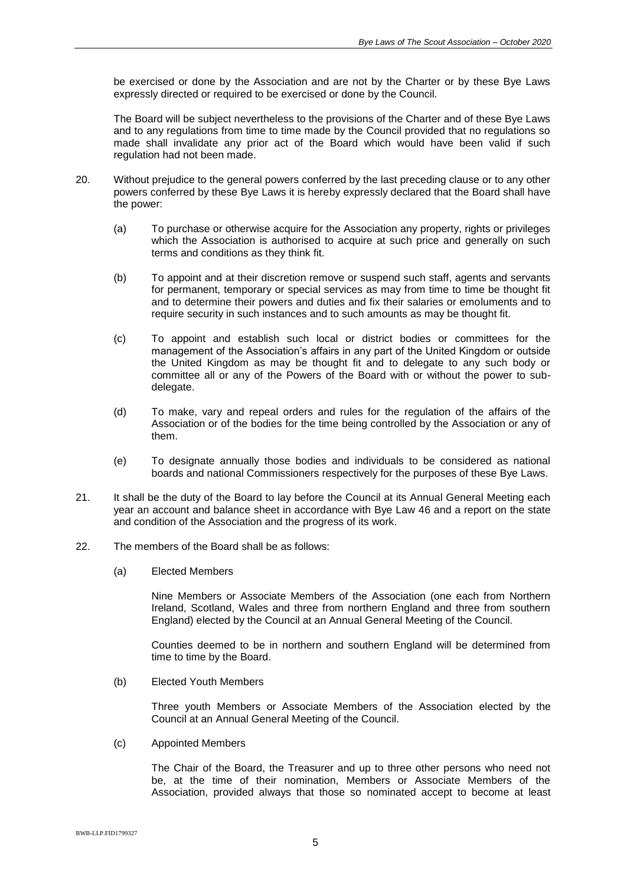be exercised or done by the Association and are not by the Charter or by these Bye Laws expressly directed or required to be exercised or done by the Council.

The Board will be subject nevertheless to the provisions of the Charter and of these Bye Laws and to any regulations from time to time made by the Council provided that no regulations so made shall invalidate any prior act of the Board which would have been valid if such regulation had not been made.

20. Without prejudice to the general powers conferred by the last preceding clause or to any other powers conferred by these Bye Laws it is hereby expressly declared that the Board shall have the power:

    (a) To purchase or otherwise acquire for the Association any property, rights or privileges which the Association is authorised to acquire at such price and generally on such terms and conditions as they think fit.

    (b) To appoint and at their discretion remove or suspend such staff, agents and servants for permanent, temporary or special services as may from time to time be thought fit and to determine their powers and duties and fix their salaries or emoluments and to require security in such instances and to such amounts as may be thought fit.

    (c) To appoint and establish such local or district bodies or committees for the management of the Association's affairs in any part of the United Kingdom or outside the United Kingdom as may be thought fit and to delegate to any such body or committee all or any of the Powers of the Board with or without the power to sub-delegate.

    (d) To make, vary and repeal orders and rules for the regulation of the affairs of the Association or of the bodies for the time being controlled by the Association or any of them.

    (e) To designate annually those bodies and individuals to be considered as national boards and national Commissioners respectively for the purposes of these Bye Laws.

21. It shall be the duty of the Board to lay before the Council at its Annual General Meeting each year an account and balance sheet in accordance with Bye Law 46 and a report on the state and condition of the Association and the progress of its work.

22. The members of the Board shall be as follows:

    (a) Elected Members

    Nine Members or Associate Members of the Association (one each from Northern Ireland, Scotland, Wales and three from northern England and three from southern England) elected by the Council at an Annual General Meeting of the Council.

    Counties deemed to be in northern and southern England will be determined from time to time by the Board.

    (b) Elected Youth Members

    Three youth Members or Associate Members of the Association elected by the Council at an Annual General Meeting of the Council.

    (c) Appointed Members

    The Chair of the Board, the Treasurer and up to three other persons who need not be, at the time of their nomination, Members or Associate Members of the Association, provided always that those so nominated accept to become at least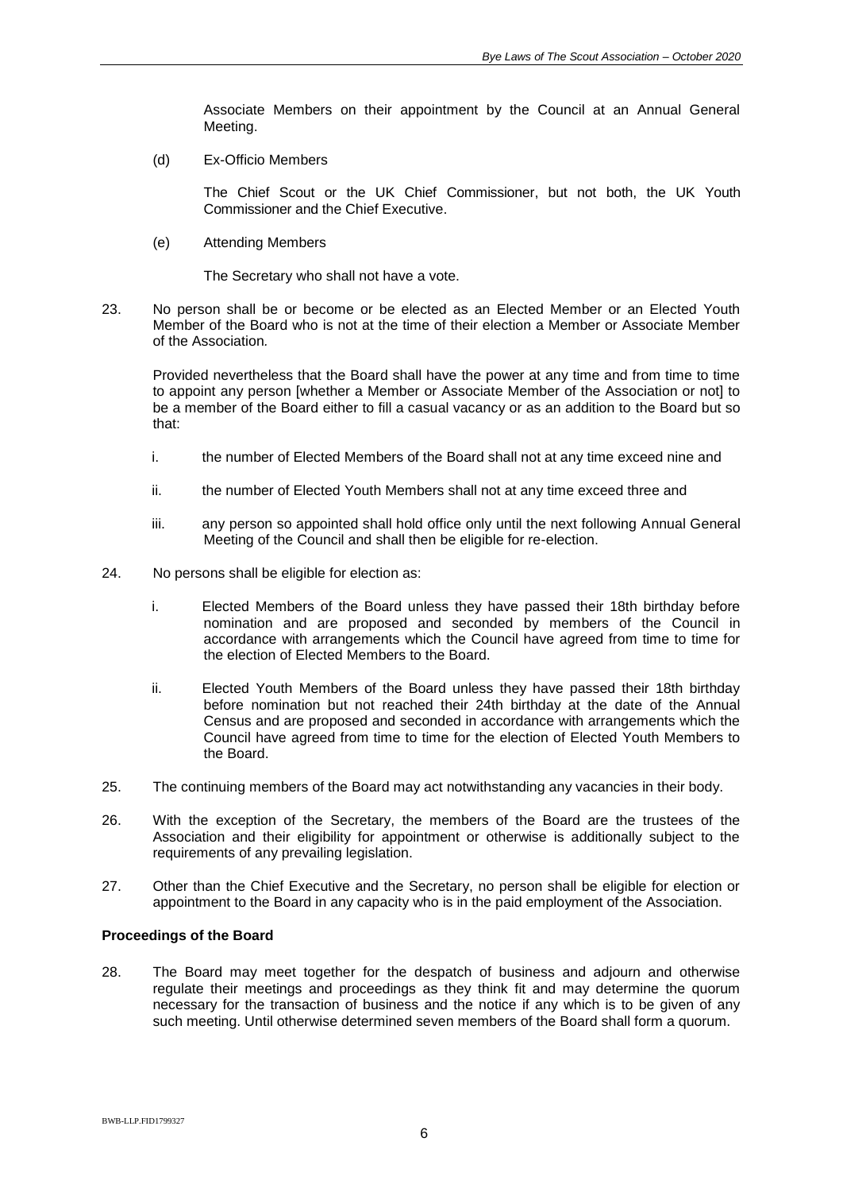Associate Members on their appointment by the Council at an Annual General Meeting.

(d) Ex-Officio Members

The Chief Scout or the UK Chief Commissioner, but not both, the UK Youth Commissioner and the Chief Executive.

(e) Attending Members

The Secretary who shall not have a vote.

23. No person shall be or become or be elected as an Elected Member or an Elected Youth Member of the Board who is not at the time of their election a Member or Associate Member of the Association.

Provided nevertheless that the Board shall have the power at any time and from time to time to appoint any person [whether a Member or Associate Member of the Association or not] to be a member of the Board either to fill a casual vacancy or as an addition to the Board but so that:

i. the number of Elected Members of the Board shall not at any time exceed nine and

ii. the number of Elected Youth Members shall not at any time exceed three and

iii. any person so appointed shall hold office only until the next following Annual General Meeting of the Council and shall then be eligible for re-election.

24. No persons shall be eligible for election as:

i. Elected Members of the Board unless they have passed their 18th birthday before nomination and are proposed and seconded by members of the Council in accordance with arrangements which the Council have agreed from time to time for the election of Elected Members to the Board.

ii. Elected Youth Members of the Board unless they have passed their 18th birthday before nomination but not reached their 24th birthday at the date of the Annual Census and are proposed and seconded in accordance with arrangements which the Council have agreed from time to time for the election of Elected Youth Members to the Board.

25. The continuing members of the Board may act notwithstanding any vacancies in their body.

26. With the exception of the Secretary, the members of the Board are the trustees of the Association and their eligibility for appointment or otherwise is additionally subject to the requirements of any prevailing legislation.

27. Other than the Chief Executive and the Secretary, no person shall be eligible for election or appointment to the Board in any capacity who is in the paid employment of the Association.

**Proceedings of the Board**

28. The Board may meet together for the despatch of business and adjourn and otherwise regulate their meetings and proceedings as they think fit and may determine the quorum necessary for the transaction of business and the notice if any which is to be given of any such meeting. Until otherwise determined seven members of the Board shall form a quorum.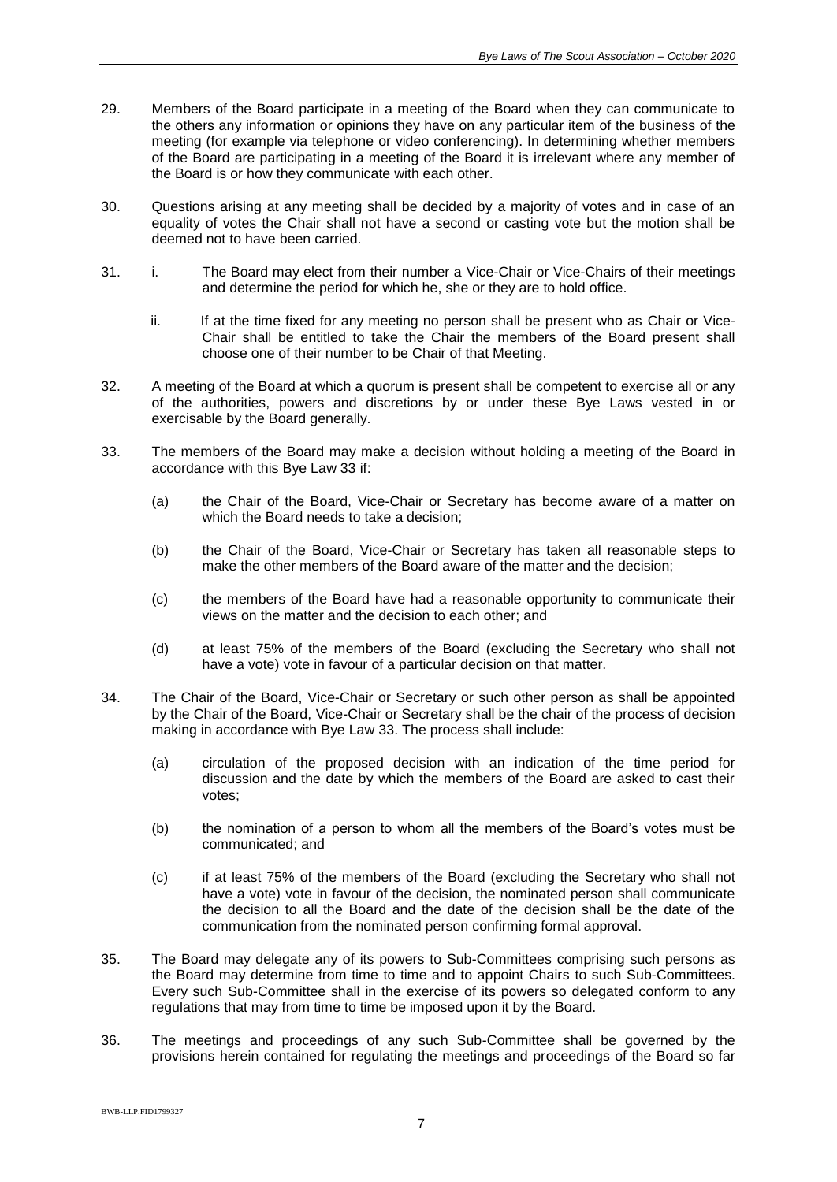29. Members of the Board participate in a meeting of the Board when they can communicate to the others any information or opinions they have on any particular item of the business of the meeting (for example via telephone or video conferencing). In determining whether members of the Board are participating in a meeting of the Board it is irrelevant where any member of the Board is or how they communicate with each other.

30. Questions arising at any meeting shall be decided by a majority of votes and in case of an equality of votes the Chair shall not have a second or casting vote but the motion shall be deemed not to have been carried.

31. i. The Board may elect from their number a Vice-Chair or Vice-Chairs of their meetings and determine the period for which he, she or they are to hold office.

    ii. If at the time fixed for any meeting no person shall be present who as Chair or Vice-Chair shall be entitled to take the Chair the members of the Board present shall choose one of their number to be Chair of that Meeting.

32. A meeting of the Board at which a quorum is present shall be competent to exercise all or any of the authorities, powers and discretions by or under these Bye Laws vested in or exercisable by the Board generally.

33. The members of the Board may make a decision without holding a meeting of the Board in accordance with this Bye Law 33 if:

    (a) the Chair of the Board, Vice-Chair or Secretary has become aware of a matter on which the Board needs to take a decision;

    (b) the Chair of the Board, Vice-Chair or Secretary has taken all reasonable steps to make the other members of the Board aware of the matter and the decision;

    (c) the members of the Board have had a reasonable opportunity to communicate their views on the matter and the decision to each other; and

    (d) at least 75% of the members of the Board (excluding the Secretary who shall not have a vote) vote in favour of a particular decision on that matter.

34. The Chair of the Board, Vice-Chair or Secretary or such other person as shall be appointed by the Chair of the Board, Vice-Chair or Secretary shall be the chair of the process of decision making in accordance with Bye Law 33. The process shall include:

    (a) circulation of the proposed decision with an indication of the time period for discussion and the date by which the members of the Board are asked to cast their votes;

    (b) the nomination of a person to whom all the members of the Board's votes must be communicated; and

    (c) if at least 75% of the members of the Board (excluding the Secretary who shall not have a vote) vote in favour of the decision, the nominated person shall communicate the decision to all the Board and the date of the decision shall be the date of the communication from the nominated person confirming formal approval.

35. The Board may delegate any of its powers to Sub-Committees comprising such persons as the Board may determine from time to time and to appoint Chairs to such Sub-Committees. Every such Sub-Committee shall in the exercise of its powers so delegated conform to any regulations that may from time to time be imposed upon it by the Board.

36. The meetings and proceedings of any such Sub-Committee shall be governed by the provisions herein contained for regulating the meetings and proceedings of the Board so far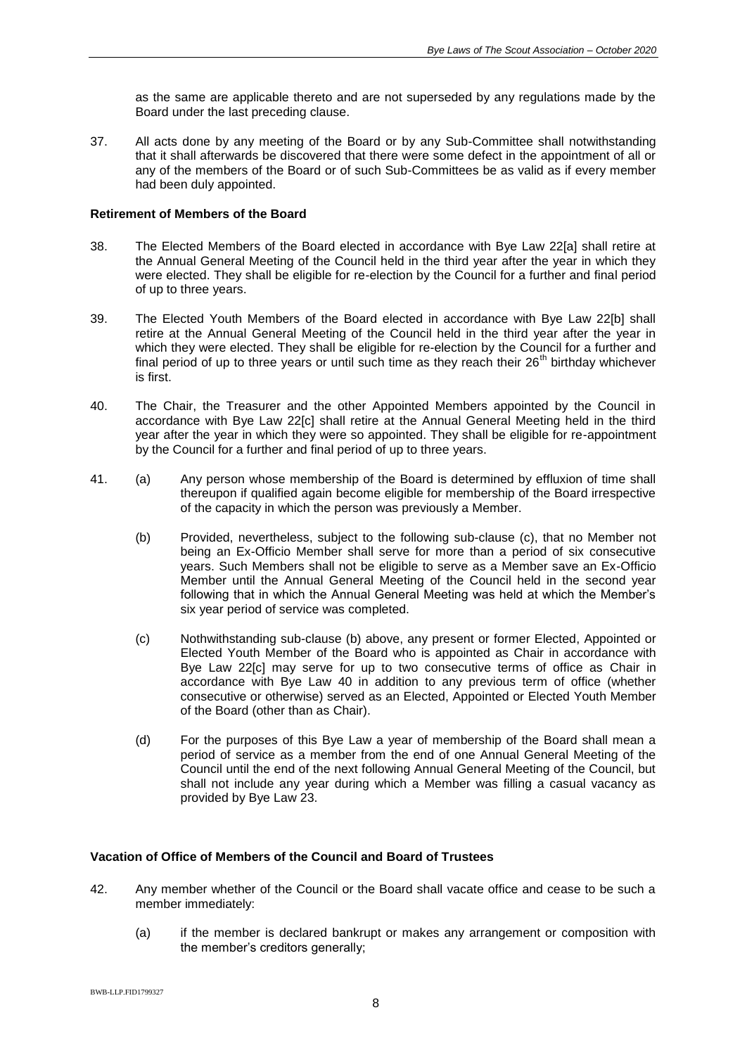as the same are applicable thereto and are not superseded by any regulations made by the Board under the last preceding clause.

37. All acts done by any meeting of the Board or by any Sub-Committee shall notwithstanding that it shall afterwards be discovered that there were some defect in the appointment of all or any of the members of the Board or of such Sub-Committees be as valid as if every member had been duly appointed.

**Retirement of Members of the Board**

38. The Elected Members of the Board elected in accordance with Bye Law 22[a] shall retire at the Annual General Meeting of the Council held in the third year after the year in which they were elected. They shall be eligible for re-election by the Council for a further and final period of up to three years.

39. The Elected Youth Members of the Board elected in accordance with Bye Law 22[b] shall retire at the Annual General Meeting of the Council held in the third year after the year in which they were elected. They shall be eligible for re-election by the Council for a further and final period of up to three years or until such time as they reach their 26th birthday whichever is first.

40. The Chair, the Treasurer and the other Appointed Members appointed by the Council in accordance with Bye Law 22[c] shall retire at the Annual General Meeting held in the third year after the year in which they were so appointed. They shall be eligible for re-appointment by the Council for a further and final period of up to three years.

41. (a) Any person whose membership of the Board is determined by effluxion of time shall thereupon if qualified again become eligible for membership of the Board irrespective of the capacity in which the person was previously a Member.

    (b) Provided, nevertheless, subject to the following sub-clause (c), that no Member not being an Ex-Officio Member shall serve for more than a period of six consecutive years. Such Members shall not be eligible to serve as a Member save an Ex-Officio Member until the Annual General Meeting of the Council held in the second year following that in which the Annual General Meeting was held at which the Member's six year period of service was completed.

    (c) Nothwithstanding sub-clause (b) above, any present or former Elected, Appointed or Elected Youth Member of the Board who is appointed as Chair in accordance with Bye Law 22[c] may serve for up to two consecutive terms of office as Chair in accordance with Bye Law 40 in addition to any previous term of office (whether consecutive or otherwise) served as an Elected, Appointed or Elected Youth Member of the Board (other than as Chair).

    (d) For the purposes of this Bye Law a year of membership of the Board shall mean a period of service as a member from the end of one Annual General Meeting of the Council until the end of the next following Annual General Meeting of the Council, but shall not include any year during which a Member was filling a casual vacancy as provided by Bye Law 23.

**Vacation of Office of Members of the Council and Board of Trustees**

42. Any member whether of the Council or the Board shall vacate office and cease to be such a member immediately:

    (a) if the member is declared bankrupt or makes any arrangement or composition with the member's creditors generally;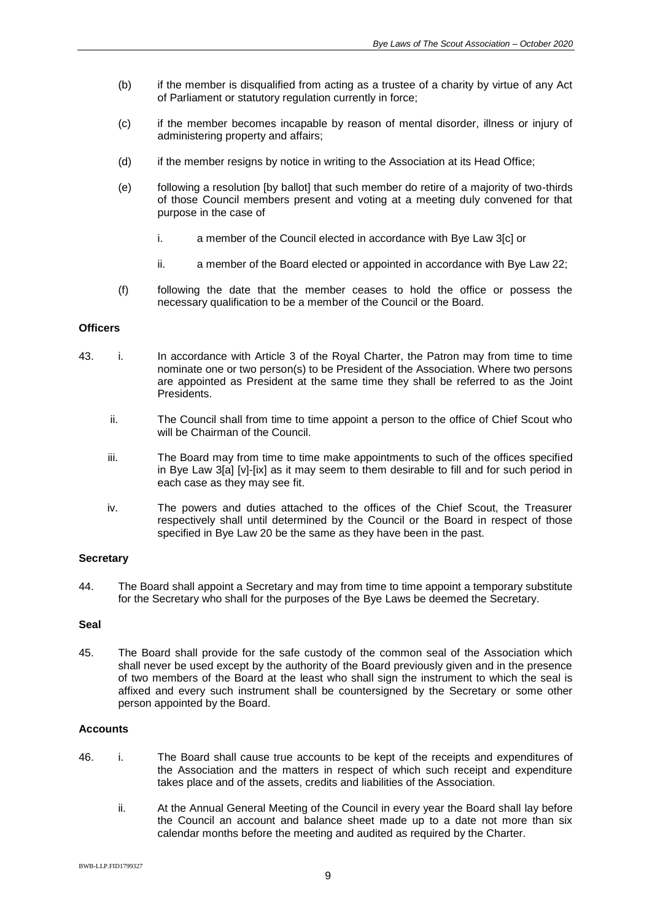(b) if the member is disqualified from acting as a trustee of a charity by virtue of any Act of Parliament or statutory regulation currently in force;

(c) if the member becomes incapable by reason of mental disorder, illness or injury of administering property and affairs;

(d) if the member resigns by notice in writing to the Association at its Head Office;

(e) following a resolution [by ballot] that such member do retire of a majority of two-thirds of those Council members present and voting at a meeting duly convened for that purpose in the case of

i. a member of the Council elected in accordance with Bye Law 3[c] or

ii. a member of the Board elected or appointed in accordance with Bye Law 22;

(f) following the date that the member ceases to hold the office or possess the necessary qualification to be a member of the Council or the Board.

**Officers**

43. i. In accordance with Article 3 of the Royal Charter, the Patron may from time to time nominate one or two person(s) to be President of the Association. Where two persons are appointed as President at the same time they shall be referred to as the Joint Presidents.

ii. The Council shall from time to time appoint a person to the office of Chief Scout who will be Chairman of the Council.

iii. The Board may from time to time make appointments to such of the offices specified in Bye Law 3[a] [v]-[ix] as it may seem to them desirable to fill and for such period in each case as they may see fit.

iv. The powers and duties attached to the offices of the Chief Scout, the Treasurer respectively shall until determined by the Council or the Board in respect of those specified in Bye Law 20 be the same as they have been in the past.

**Secretary**

44. The Board shall appoint a Secretary and may from time to time appoint a temporary substitute for the Secretary who shall for the purposes of the Bye Laws be deemed the Secretary.

**Seal**

45. The Board shall provide for the safe custody of the common seal of the Association which shall never be used except by the authority of the Board previously given and in the presence of two members of the Board at the least who shall sign the instrument to which the seal is affixed and every such instrument shall be countersigned by the Secretary or some other person appointed by the Board.

**Accounts**

46. i. The Board shall cause true accounts to be kept of the receipts and expenditures of the Association and the matters in respect of which such receipt and expenditure takes place and of the assets, credits and liabilities of the Association.

ii. At the Annual General Meeting of the Council in every year the Board shall lay before the Council an account and balance sheet made up to a date not more than six calendar months before the meeting and audited as required by the Charter.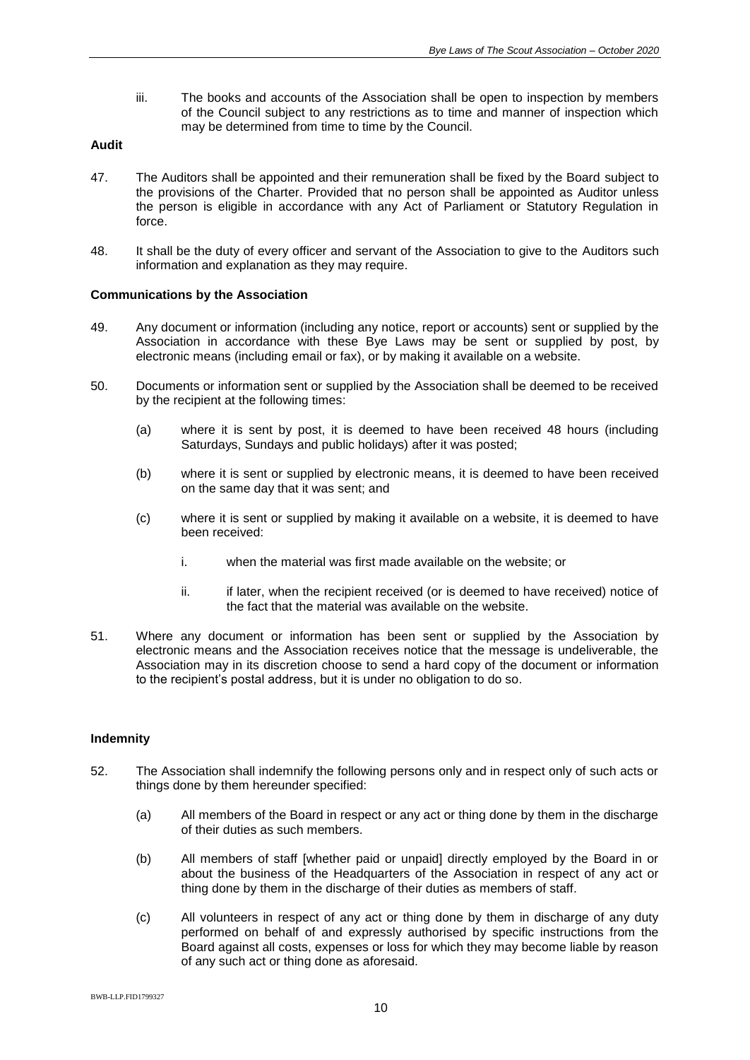iii. The books and accounts of the Association shall be open to inspection by members of the Council subject to any restrictions as to time and manner of inspection which may be determined from time to time by the Council.

**Audit**

47. The Auditors shall be appointed and their remuneration shall be fixed by the Board subject to the provisions of the Charter. Provided that no person shall be appointed as Auditor unless the person is eligible in accordance with any Act of Parliament or Statutory Regulation in force.

48. It shall be the duty of every officer and servant of the Association to give to the Auditors such information and explanation as they may require.

**Communications by the Association**

49. Any document or information (including any notice, report or accounts) sent or supplied by the Association in accordance with these Bye Laws may be sent or supplied by post, by electronic means (including email or fax), or by making it available on a website.

50. Documents or information sent or supplied by the Association shall be deemed to be received by the recipient at the following times:

    (a) where it is sent by post, it is deemed to have been received 48 hours (including Saturdays, Sundays and public holidays) after it was posted;

    (b) where it is sent or supplied by electronic means, it is deemed to have been received on the same day that it was sent; and

    (c) where it is sent or supplied by making it available on a website, it is deemed to have been received:

        i. when the material was first made available on the website; or

        ii. if later, when the recipient received (or is deemed to have received) notice of the fact that the material was available on the website.

51. Where any document or information has been sent or supplied by the Association by electronic means and the Association receives notice that the message is undeliverable, the Association may in its discretion choose to send a hard copy of the document or information to the recipient's postal address, but it is under no obligation to do so.

**Indemnity**

52. The Association shall indemnify the following persons only and in respect only of such acts or things done by them hereunder specified:

    (a) All members of the Board in respect or any act or thing done by them in the discharge of their duties as such members.

    (b) All members of staff [whether paid or unpaid] directly employed by the Board in or about the business of the Headquarters of the Association in respect of any act or thing done by them in the discharge of their duties as members of staff.

    (c) All volunteers in respect of any act or thing done by them in discharge of any duty performed on behalf of and expressly authorised by specific instructions from the Board against all costs, expenses or loss for which they may become liable by reason of any such act or thing done as aforesaid.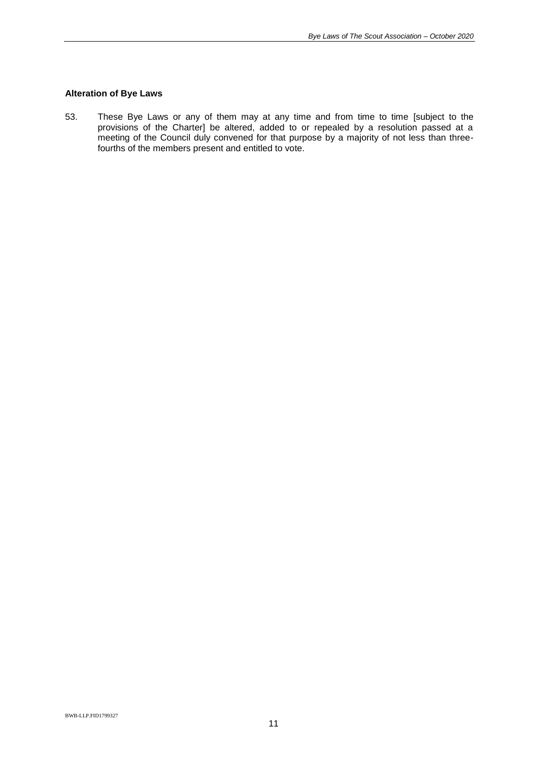**Alteration of Bye Laws**

53. These Bye Laws or any of them may at any time and from time to time [subject to the provisions of the Charter] be altered, added to or repealed by a resolution passed at a meeting of the Council duly convened for that purpose by a majority of not less than three-fourths of the members present and entitled to vote.

BWB-LLP.FID1799327